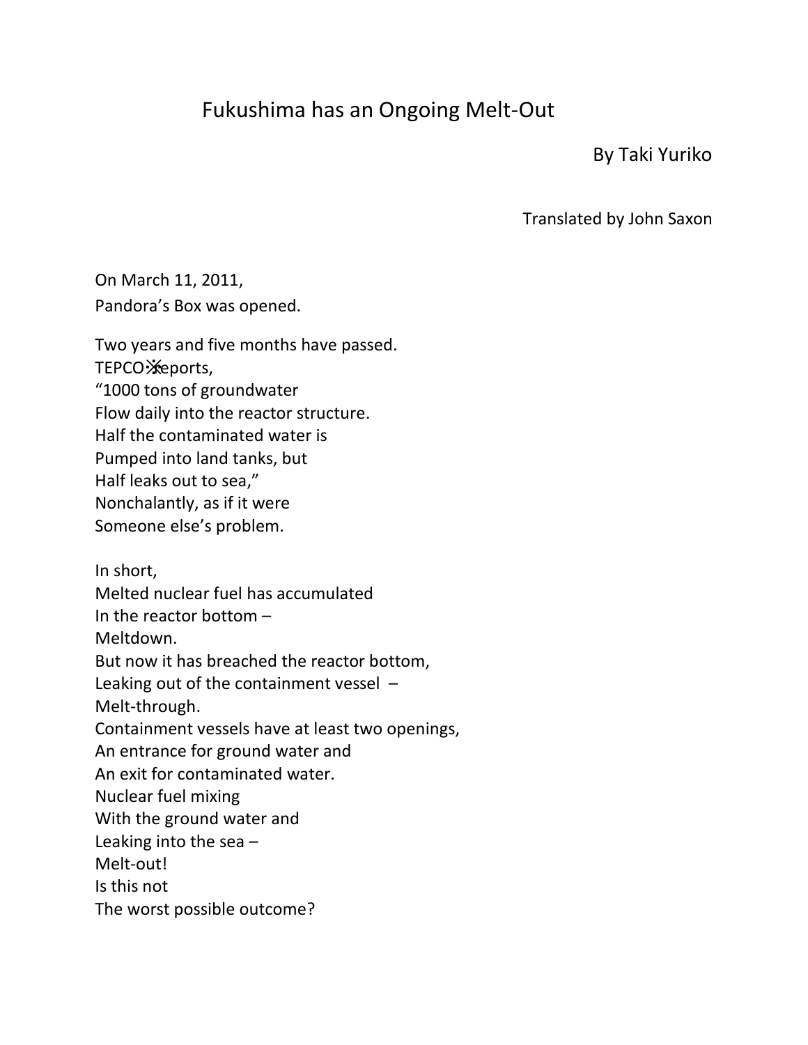# Fukushima has an Ongoing Melt-Out

By Taki Yuriko

Translated by John Saxon

On March 11, 2011,
Pandora's Box was opened.

Two years and five months have passed.
TEPCO※reports,
"1000 tons of groundwater
Flow daily into the reactor structure.
Half the contaminated water is
Pumped into land tanks, but
Half leaks out to sea,"
Nonchalantly, as if it were
Someone else's problem.

In short,
Melted nuclear fuel has accumulated
In the reactor bottom –
Meltdown.
But now it has breached the reactor bottom,
Leaking out of the containment vessel –
Melt-through.
Containment vessels have at least two openings,
An entrance for ground water and
An exit for contaminated water.
Nuclear fuel mixing
With the ground water and
Leaking into the sea –
Melt-out!
Is this not
The worst possible outcome?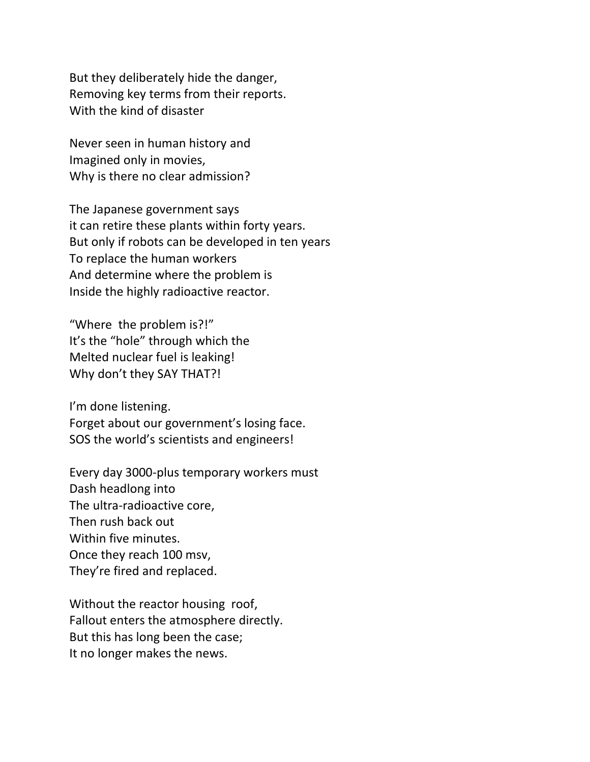But they deliberately hide the danger,
Removing key terms from their reports.
With the kind of disaster

Never seen in human history and
Imagined only in movies,
Why is there no clear admission?

The Japanese government says
it can retire these plants within forty years.
But only if robots can be developed in ten years
To replace the human workers
And determine where the problem is
Inside the highly radioactive reactor.

"Where  the problem is?!"
It's the "hole" through which the
Melted nuclear fuel is leaking!
Why don't they SAY THAT?!

I'm done listening.
Forget about our government's losing face.
SOS the world's scientists and engineers!

Every day 3000-plus temporary workers must
Dash headlong into
The ultra-radioactive core,
Then rush back out
Within five minutes.
Once they reach 100 msv,
They're fired and replaced.

Without the reactor housing  roof,
Fallout enters the atmosphere directly.
But this has long been the case;
It no longer makes the news.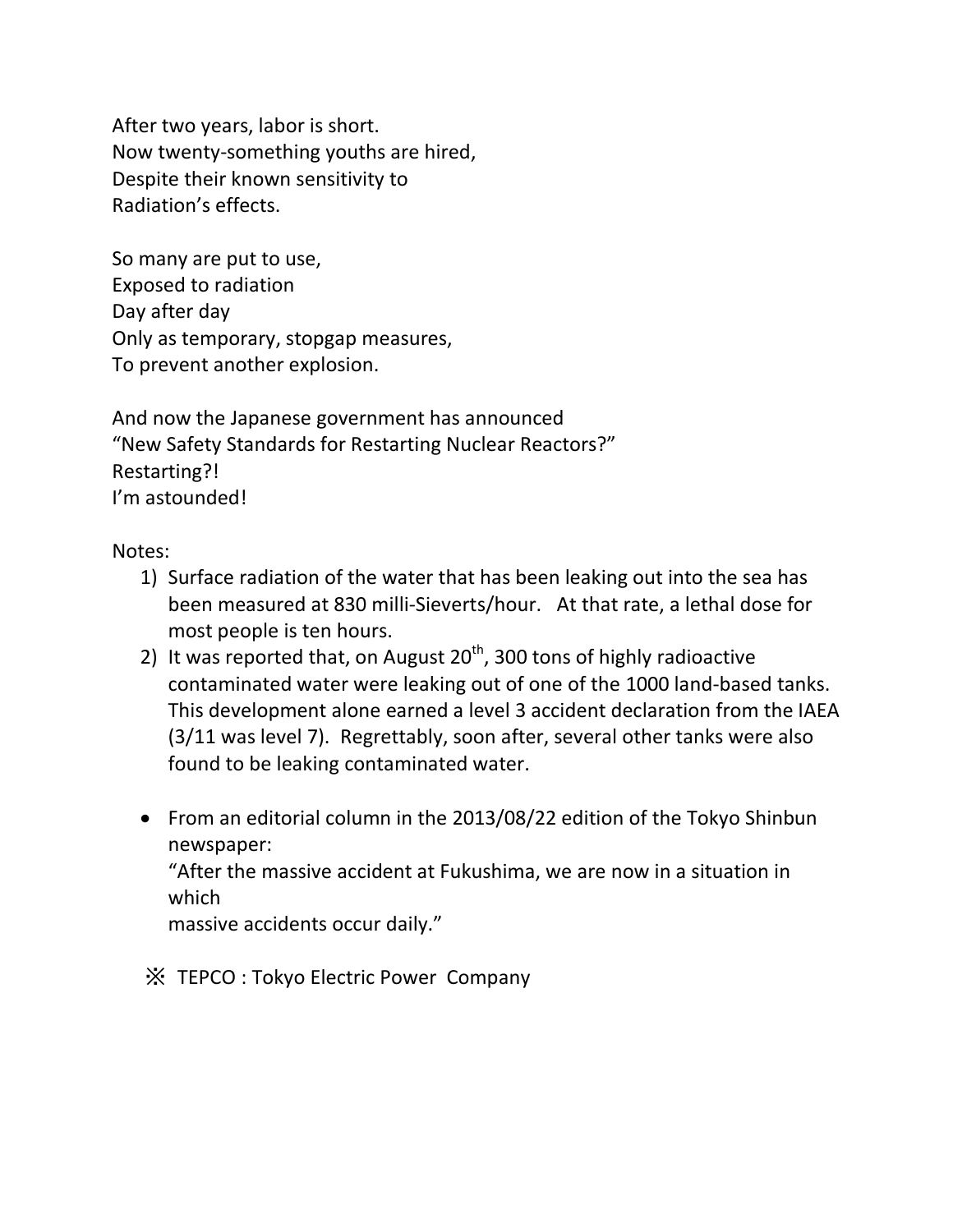After two years, labor is short.
Now twenty-something youths are hired,
Despite their known sensitivity to
Radiation's effects.

So many are put to use,
Exposed to radiation
Day after day
Only as temporary, stopgap measures,
To prevent another explosion.

And now the Japanese government has announced
"New Safety Standards for Restarting Nuclear Reactors?"
Restarting?!
I'm astounded!

Notes:

1) Surface radiation of the water that has been leaking out into the sea has been measured at 830 milli-Sieverts/hour. At that rate, a lethal dose for most people is ten hours.
2) It was reported that, on August 20th, 300 tons of highly radioactive contaminated water were leaking out of one of the 1000 land-based tanks. This development alone earned a level 3 accident declaration from the IAEA (3/11 was level 7). Regrettably, soon after, several other tanks were also found to be leaking contaminated water.

- From an editorial column in the 2013/08/22 edition of the Tokyo Shinbun newspaper:
  "After the massive accident at Fukushima, we are now in a situation in which
  massive accidents occur daily."

※ TEPCO : Tokyo Electric Power Company